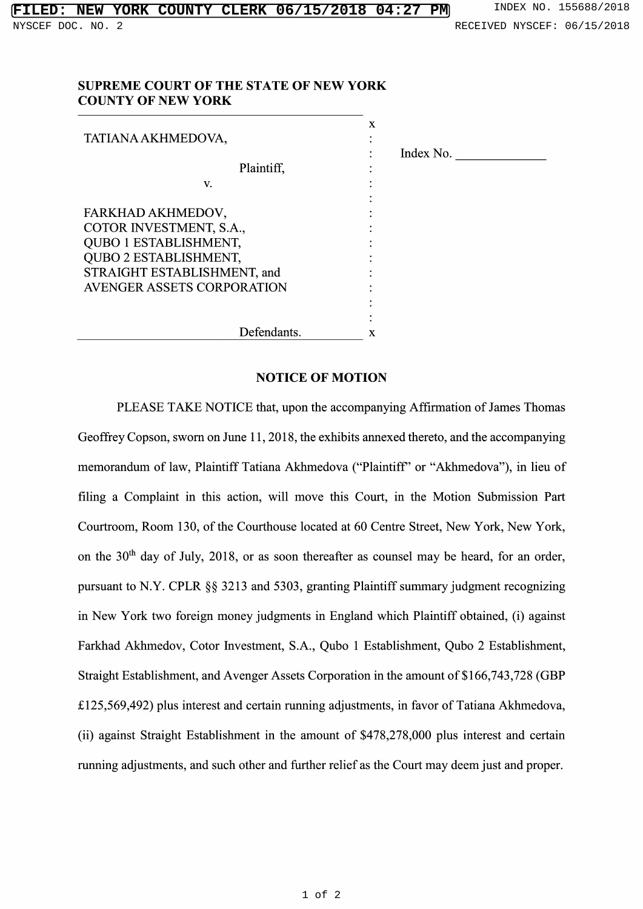FILED: NEW YORK COUNTY CLERK 06/15/2018 04:27 PM

INDEX NO. 155688/2018

NYSCEF DOC. NO. 2

RECEIVED NYSCEF: 06/15/2018

**SUPREME COURT OF THE STATE OF NEW YORK**
**COUNTY OF NEW YORK**

TATIANA AKHMEDOVA,

Plaintiff,

v.

FARKHAD AKHMEDOV,
COTOR INVESTMENT, S.A.,
QUBO 1 ESTABLISHMENT,
QUBO 2 ESTABLISHMENT,
STRAIGHT ESTABLISHMENT, and
AVENGER ASSETS CORPORATION

Defendants.

Index No. ______________

## NOTICE OF MOTION

PLEASE TAKE NOTICE that, upon the accompanying Affirmation of James Thomas Geoffrey Copson, sworn on June 11, 2018, the exhibits annexed thereto, and the accompanying memorandum of law, Plaintiff Tatiana Akhmedova ("Plaintiff" or "Akhmedova"), in lieu of filing a Complaint in this action, will move this Court, in the Motion Submission Part Courtroom, Room 130, of the Courthouse located at 60 Centre Street, New York, New York, on the 30th day of July, 2018, or as soon thereafter as counsel may be heard, for an order, pursuant to N.Y. CPLR §§ 3213 and 5303, granting Plaintiff summary judgment recognizing in New York two foreign money judgments in England which Plaintiff obtained, (i) against Farkhad Akhmedov, Cotor Investment, S.A., Qubo 1 Establishment, Qubo 2 Establishment, Straight Establishment, and Avenger Assets Corporation in the amount of $166,743,728 (GBP £125,569,492) plus interest and certain running adjustments, in favor of Tatiana Akhmedova, (ii) against Straight Establishment in the amount of $478,278,000 plus interest and certain running adjustments, and such other and further relief as the Court may deem just and proper.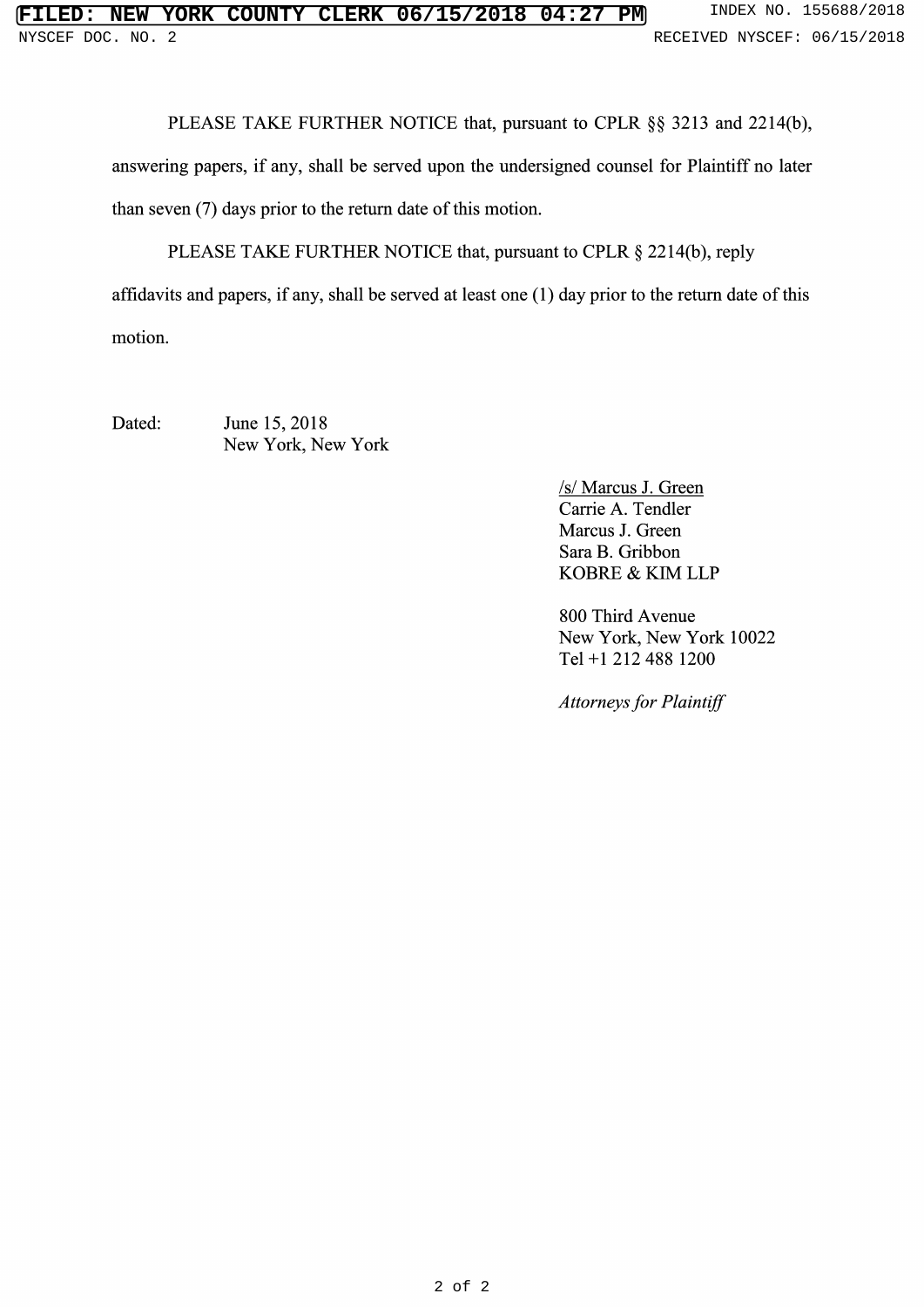PLEASE TAKE FURTHER NOTICE that, pursuant to CPLR §§ 3213 and 2214(b), answering papers, if any, shall be served upon the undersigned counsel for Plaintiff no later than seven (7) days prior to the return date of this motion.

PLEASE TAKE FURTHER NOTICE that, pursuant to CPLR § 2214(b), reply affidavits and papers, if any, shall be served at least one (1) day prior to the return date of this motion.

Dated: June 15, 2018
New York, New York

/s/ Marcus J. Green
Carrie A. Tendler
Marcus J. Green
Sara B. Gribbon
KOBRE & KIM LLP

800 Third Avenue
New York, New York 10022
Tel +1 212 488 1200

*Attorneys for Plaintiff*